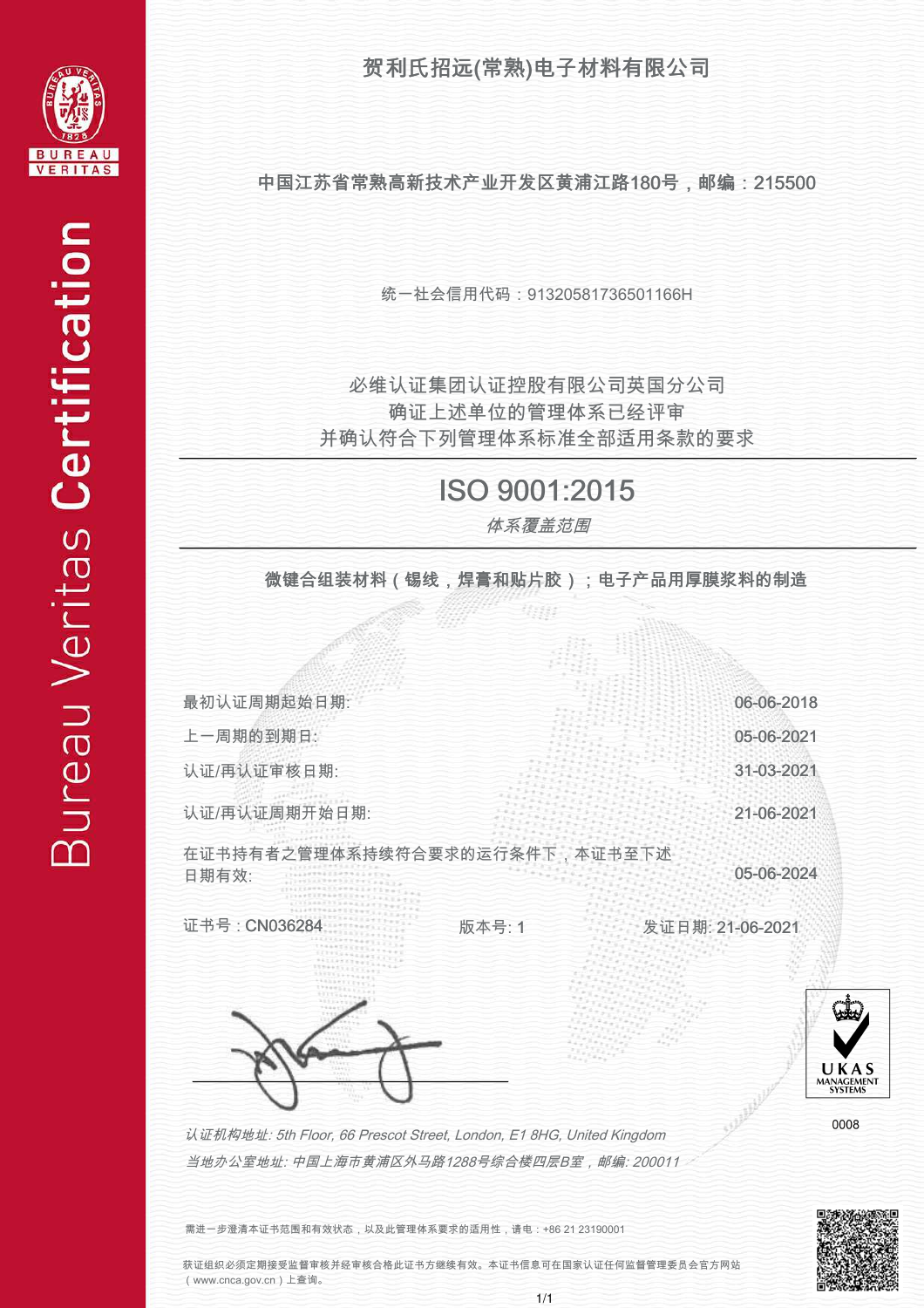Bureau Veritas Certification

# 贺利氏招远(常熟)电子材料有限公司

中国江苏省常熟高新技术产业开发区黄浦江路180号，邮编：215500

统一社会信用代码：91320581736501166H

必维认证集团认证控股有限公司英国分公司
确证上述单位的管理体系已经评审
并确认符合下列管理体系标准全部适用条款的要求

## ISO 9001:2015

*体系覆盖范围*

**微键合组装材料（锡线，焊膏和贴片胶）；电子产品用厚膜浆料的制造**

| | |
|---|---|
| 最初认证周期起始日期: | 06-06-2018 |
| 上一周期的到期日: | 05-06-2021 |
| 认证/再认证审核日期: | 31-03-2021 |
| 认证/再认证周期开始日期: | 21-06-2021 |
| 在证书持有者之管理体系持续符合要求的运行条件下，本证书至下述日期有效: | 05-06-2024 |

证书号：CN036284　　版本号: 1　　发证日期: 21-06-2021

UKAS MANAGEMENT SYSTEMS 0008

*认证机构地址: 5th Floor, 66 Prescot Street, London, E1 8HG, United Kingdom*

*当地办公室地址: 中国上海市黄浦区外马路1288号综合楼四层B室，邮编: 200011*

需进一步澄清本证书范围和有效状态，以及此管理体系要求的适用性，请电：+86 21 23190001

获证组织必须定期接受监督审核并经审核合格此证书方继续有效。本证书信息可在国家认证认可监督管理委员会官方网站（www.cnca.gov.cn）上查询。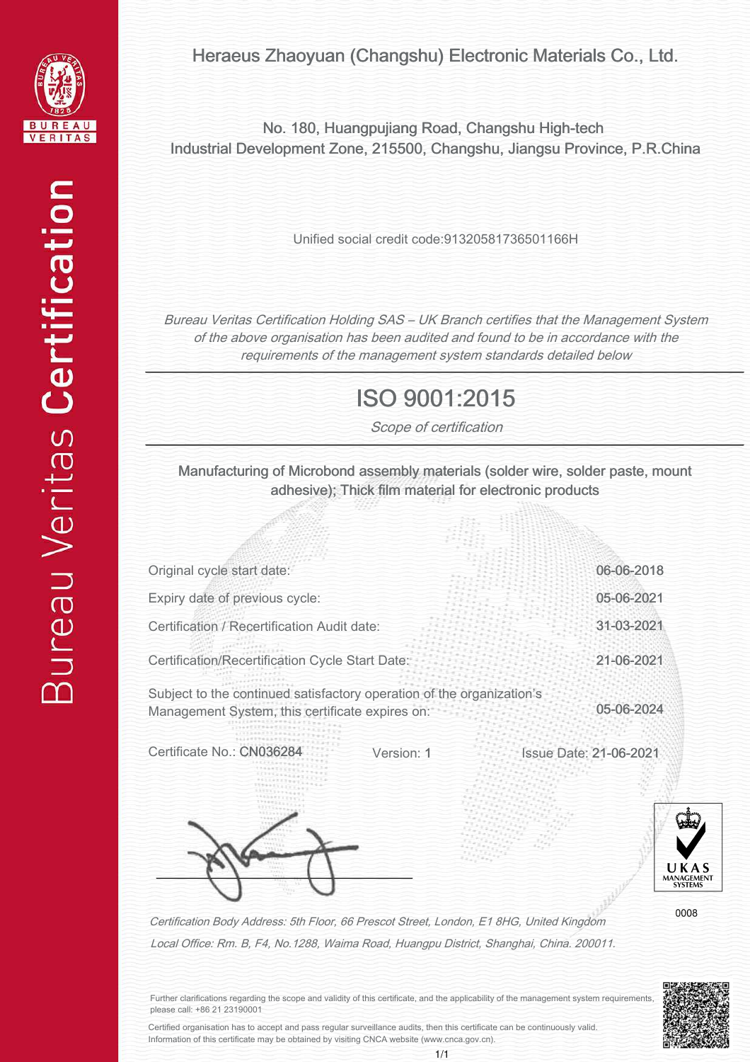Bureau Veritas Certification

# Heraeus Zhaoyuan (Changshu) Electronic Materials Co., Ltd.

No. 180, Huangpujiang Road, Changshu High-tech
Industrial Development Zone, 215500, Changshu, Jiangsu Province, P.R.China

Unified social credit code:91320581736501166H

*Bureau Veritas Certification Holding SAS – UK Branch certifies that the Management System of the above organisation has been audited and found to be in accordance with the requirements of the management system standards detailed below*

## ISO 9001:2015

*Scope of certification*

Manufacturing of Microbond assembly materials (solder wire, solder paste, mount adhesive); Thick film material for electronic products

| | |
|---|---|
| Original cycle start date: | 06-06-2018 |
| Expiry date of previous cycle: | 05-06-2021 |
| Certification / Recertification Audit date: | 31-03-2021 |
| Certification/Recertification Cycle Start Date: | 21-06-2021 |
| Subject to the continued satisfactory operation of the organization's Management System, this certificate expires on: | 05-06-2024 |

Certificate No.: CN036284 Version: 1 Issue Date: 21-06-2021

UKAS MANAGEMENT SYSTEMS
0008

*Certification Body Address: 5th Floor, 66 Prescot Street, London, E1 8HG, United Kingdom*

*Local Office: Rm. B, F4, No.1288, Waima Road, Huangpu District, Shanghai, China. 200011.*

Further clarifications regarding the scope and validity of this certificate, and the applicability of the management system requirements, please call: +86 21 23190001

Certified organisation has to accept and pass regular surveillance audits, then this certificate can be continuously valid.
Information of this certificate may be obtained by visiting CNCA website (www.cnca.gov.cn).